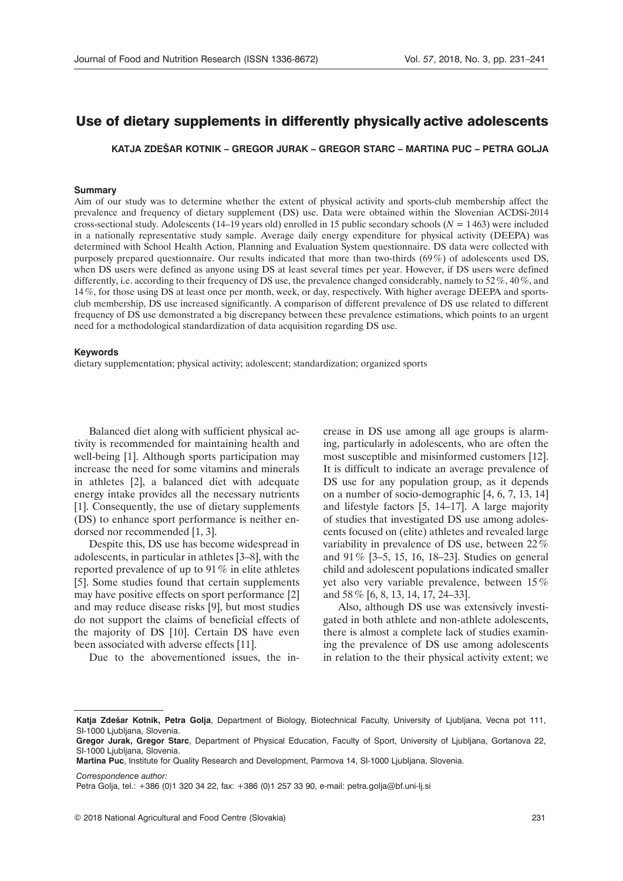# Use of dietary supplements in differently physically active adolescents

**KATJA ZDEŠAR KOTNIK – GREGOR JURAK – GREGOR STARC – MARTINA PUC – PETRA GOLJA**

## Summary

Aim of our study was to determine whether the extent of physical activity and sports-club membership affect the prevalence and frequency of dietary supplement (DS) use. Data were obtained within the Slovenian ACDSi-2014 cross-sectional study. Adolescents (14–19 years old) enrolled in 15 public secondary schools ($N = 1463$) were included in a nationally representative study sample. Average daily energy expenditure for physical activity (DEEPA) was determined with School Health Action, Planning and Evaluation System questionnaire. DS data were collected with purposely prepared questionnaire. Our results indicated that more than two-thirds (69%) of adolescents used DS, when DS users were defined as anyone using DS at least several times per year. However, if DS users were defined differently, i.e. according to their frequency of DS use, the prevalence changed considerably, namely to 52%, 40%, and 14%, for those using DS at least once per month, week, or day, respectively. With higher average DEEPA and sports-club membership, DS use increased significantly. A comparison of different prevalence of DS use related to different frequency of DS use demonstrated a big discrepancy between these prevalence estimations, which points to an urgent need for a methodological standardization of data acquisition regarding DS use.

## Keywords

dietary supplementation; physical activity; adolescent; standardization; organized sports

Balanced diet along with sufficient physical activity is recommended for maintaining health and well-being [1]. Although sports participation may increase the need for some vitamins and minerals in athletes [2], a balanced diet with adequate energy intake provides all the necessary nutrients [1]. Consequently, the use of dietary supplements (DS) to enhance sport performance is neither endorsed nor recommended [1, 3].

Despite this, DS use has become widespread in adolescents, in particular in athletes [3–8], with the reported prevalence of up to 91% in elite athletes [5]. Some studies found that certain supplements may have positive effects on sport performance [2] and may reduce disease risks [9], but most studies do not support the claims of beneficial effects of the majority of DS [10]. Certain DS have even been associated with adverse effects [11].

Due to the abovementioned issues, the increase in DS use among all age groups is alarming, particularly in adolescents, who are often the most susceptible and misinformed customers [12]. It is difficult to indicate an average prevalence of DS use for any population group, as it depends on a number of socio-demographic [4, 6, 7, 13, 14] and lifestyle factors [5, 14–17]. A large majority of studies that investigated DS use among adolescents focused on (elite) athletes and revealed large variability in prevalence of DS use, between 22% and 91% [3–5, 15, 16, 18–23]. Studies on general child and adolescent populations indicated smaller yet also very variable prevalence, between 15% and 58% [6, 8, 13, 14, 17, 24–33].

Also, although DS use was extensively investigated in both athlete and non-athlete adolescents, there is almost a complete lack of studies examining the prevalence of DS use among adolescents in relation to the their physical activity extent; we

---

**Katja Zdešar Kotnik, Petra Golja**, Department of Biology, Biotechnical Faculty, University of Ljubljana, Vecna pot 111, SI-1000 Ljubljana, Slovenia.

**Gregor Jurak, Gregor Starc**, Department of Physical Education, Faculty of Sport, University of Ljubljana, Gortanova 22, SI-1000 Ljubljana, Slovenia.

**Martina Puc**, Institute for Quality Research and Development, Parmova 14, SI-1000 Ljubljana, Slovenia.

*Correspondence author:*
Petra Golja, tel.: +386 (0)1 320 34 22, fax: +386 (0)1 257 33 90, e-mail: petra.golja@bf.uni-lj.si

© 2018 National Agricultural and Food Centre (Slovakia)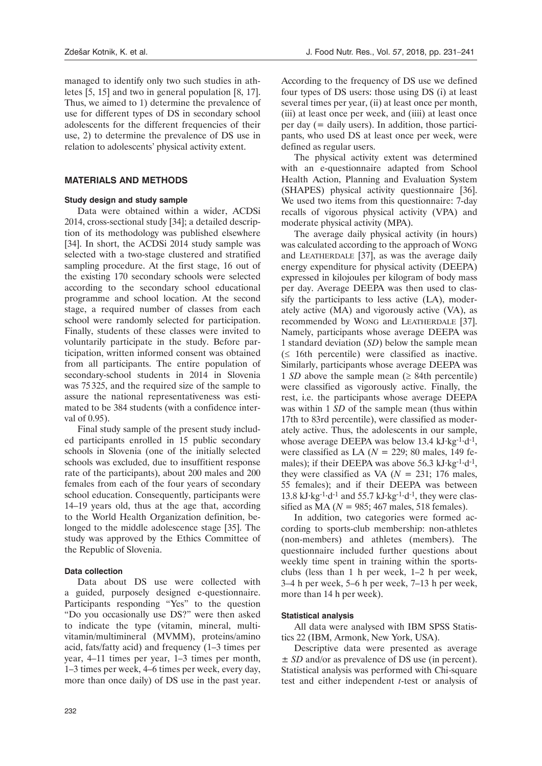managed to identify only two such studies in athletes [5, 15] and two in general population [8, 17]. Thus, we aimed to 1) determine the prevalence of use for different types of DS in secondary school adolescents for the different frequencies of their use, 2) to determine the prevalence of DS use in relation to adolescents' physical activity extent.

## MATERIALS AND METHODS

### Study design and study sample

Data were obtained within a wider, ACDSi 2014, cross-sectional study [34]; a detailed description of its methodology was published elsewhere [34]. In short, the ACDSi 2014 study sample was selected with a two-stage clustered and stratified sampling procedure. At the first stage, 16 out of the existing 170 secondary schools were selected according to the secondary school educational programme and school location. At the second stage, a required number of classes from each school were randomly selected for participation. Finally, students of these classes were invited to voluntarily participate in the study. Before participation, written informed consent was obtained from all participants. The entire population of secondary-school students in 2014 in Slovenia was 75 325, and the required size of the sample to assure the national representativeness was estimated to be 384 students (with a confidence interval of 0.95).

Final study sample of the present study included participants enrolled in 15 public secondary schools in Slovenia (one of the initially selected schools was excluded, due to insuffitient response rate of the participants), about 200 males and 200 females from each of the four years of secondary school education. Consequently, participants were 14–19 years old, thus at the age that, according to the World Health Organization definition, belonged to the middle adolescence stage [35]. The study was approved by the Ethics Committee of the Republic of Slovenia.

### Data collection

Data about DS use were collected with a guided, purposely designed e-questionnaire. Participants responding "Yes" to the question "Do you occasionally use DS?" were then asked to indicate the type (vitamin, mineral, multivitamin/multimineral (MVMM), proteins/amino acid, fats/fatty acid) and frequency (1–3 times per year, 4–11 times per year, 1–3 times per month, 1–3 times per week, 4–6 times per week, every day, more than once daily) of DS use in the past year. According to the frequency of DS use we defined four types of DS users: those using DS (i) at least several times per year, (ii) at least once per month, (iii) at least once per week, and (iiii) at least once per day (= daily users). In addition, those participants, who used DS at least once per week, were defined as regular users.

The physical activity extent was determined with an e-questionnaire adapted from School Health Action, Planning and Evaluation System (SHAPES) physical activity questionnaire [36]. We used two items from this questionnaire: 7-day recalls of vigorous physical activity (VPA) and moderate physical activity (MPA).

The average daily physical activity (in hours) was calculated according to the approach of Wong and Leatherdale [37], as was the average daily energy expenditure for physical activity (DEEPA) expressed in kilojoules per kilogram of body mass per day. Average DEEPA was then used to classify the participants to less active (LA), moderately active (MA) and vigorously active (VA), as recommended by Wong and Leatherdale [37]. Namely, participants whose average DEEPA was 1 standard deviation (*SD*) below the sample mean (≤ 16th percentile) were classified as inactive. Similarly, participants whose average DEEPA was 1 *SD* above the sample mean (≥ 84th percentile) were classified as vigorously active. Finally, the rest, i.e. the participants whose average DEEPA was within 1 *SD* of the sample mean (thus within 17th to 83rd percentile), were classified as moderately active. Thus, the adolescents in our sample, whose average DEEPA was below 13.4 $kJ \cdot kg^{-1} \cdot d^{-1}$, were classified as LA ($N = 229$; 80 males, 149 females); if their DEEPA was above 56.3 $kJ \cdot kg^{-1} \cdot d^{-1}$, they were classified as VA ($N = 231$; 176 males, 55 females); and if their DEEPA was between 13.8 $kJ \cdot kg^{-1} \cdot d^{-1}$ and 55.7 $kJ \cdot kg^{-1} \cdot d^{-1}$, they were classified as MA ($N = 985$; 467 males, 518 females).

In addition, two categories were formed according to sports-club membership: non-athletes (non-members) and athletes (members). The questionnaire included further questions about weekly time spent in training within the sports-clubs (less than 1 h per week, 1–2 h per week, 3–4 h per week, 5–6 h per week, 7–13 h per week, more than 14 h per week).

### Statistical analysis

All data were analysed with IBM SPSS Statistics 22 (IBM, Armonk, New York, USA).

Descriptive data were presented as average ± *SD* and/or as prevalence of DS use (in percent). Statistical analysis was performed with Chi-square test and either independent *t*-test or analysis of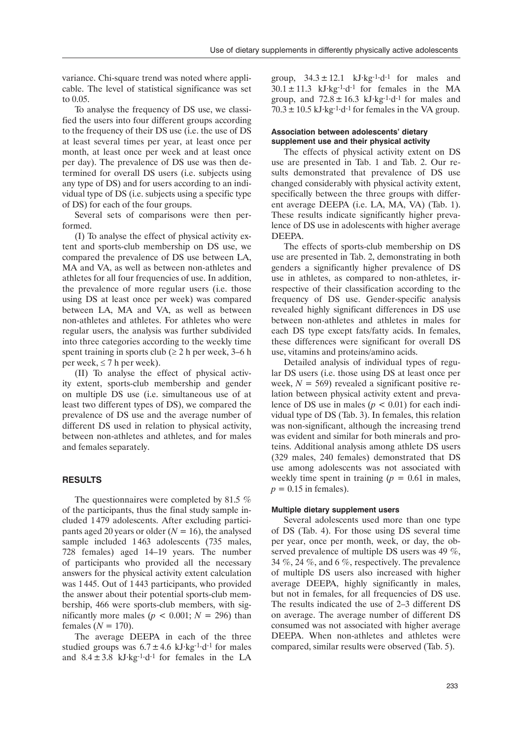variance. Chi-square trend was noted where applicable. The level of statistical significance was set to 0.05.

To analyse the frequency of DS use, we classified the users into four different groups according to the frequency of their DS use (i.e. the use of DS at least several times per year, at least once per month, at least once per week and at least once per day). The prevalence of DS use was then determined for overall DS users (i.e. subjects using any type of DS) and for users according to an individual type of DS (i.e. subjects using a specific type of DS) for each of the four groups.

Several sets of comparisons were then performed.

(I) To analyse the effect of physical activity extent and sports-club membership on DS use, we compared the prevalence of DS use between LA, MA and VA, as well as between non-athletes and athletes for all four frequencies of use. In addition, the prevalence of more regular users (i.e. those using DS at least once per week) was compared between LA, MA and VA, as well as between non-athletes and athletes. For athletes who were regular users, the analysis was further subdivided into three categories according to the weekly time spent training in sports club ($\geq 2$ h per week, 3–6 h per week, $\leq 7$ h per week).

(II) To analyse the effect of physical activity extent, sports-club membership and gender on multiple DS use (i.e. simultaneous use of at least two different types of DS), we compared the prevalence of DS use and the average number of different DS used in relation to physical activity, between non-athletes and athletes, and for males and females separately.

## RESULTS

The questionnaires were completed by 81.5 % of the participants, thus the final study sample included 1479 adolescents. After excluding participants aged 20 years or older ($N = 16$), the analysed sample included 1463 adolescents (735 males, 728 females) aged 14–19 years. The number of participants who provided all the necessary answers for the physical activity extent calculation was 1445. Out of 1443 participants, who provided the answer about their potential sports-club membership, 466 were sports-club members, with significantly more males ($p < 0.001$; $N = 296$) than females ($N = 170$).

The average DEEPA in each of the three studied groups was $6.7 \pm 4.6$ $kJ{\cdot}kg^{-1}{\cdot}d^{-1}$ for males and $8.4 \pm 3.8$ $kJ{\cdot}kg^{-1}{\cdot}d^{-1}$ for females in the LA group, $34.3 \pm 12.1$ $kJ{\cdot}kg^{-1}{\cdot}d^{-1}$ for males and $30.1 \pm 11.3$ $kJ{\cdot}kg^{-1}{\cdot}d^{-1}$ for females in the MA group, and $72.8 \pm 16.3$ $kJ{\cdot}kg^{-1}{\cdot}d^{-1}$ for males and $70.3 \pm 10.5$ $kJ{\cdot}kg^{-1}{\cdot}d^{-1}$ for females in the VA group.

### Association between adolescents' dietary supplement use and their physical activity

The effects of physical activity extent on DS use are presented in Tab. 1 and Tab. 2. Our results demonstrated that prevalence of DS use changed considerably with physical activity extent, specifically between the three groups with different average DEEPA (i.e. LA, MA, VA) (Tab. 1). These results indicate significantly higher prevalence of DS use in adolescents with higher average DEEPA.

The effects of sports-club membership on DS use are presented in Tab. 2, demonstrating in both genders a significantly higher prevalence of DS use in athletes, as compared to non-athletes, irrespective of their classification according to the frequency of DS use. Gender-specific analysis revealed highly significant differences in DS use between non-athletes and athletes in males for each DS type except fats/fatty acids. In females, these differences were significant for overall DS use, vitamins and proteins/amino acids.

Detailed analysis of individual types of regular DS users (i.e. those using DS at least once per week, $N = 569$) revealed a significant positive relation between physical activity extent and prevalence of DS use in males ($p < 0.01$) for each individual type of DS (Tab. 3). In females, this relation was non-significant, although the increasing trend was evident and similar for both minerals and proteins. Additional analysis among athlete DS users (329 males, 240 females) demonstrated that DS use among adolescents was not associated with weekly time spent in training ($p = 0.61$ in males, $p = 0.15$ in females).

### Multiple dietary supplement users

Several adolescents used more than one type of DS (Tab. 4). For those using DS several time per year, once per month, week, or day, the observed prevalence of multiple DS users was 49 %, 34 %, 24 %, and 6 %, respectively. The prevalence of multiple DS users also increased with higher average DEEPA, highly significantly in males, but not in females, for all frequencies of DS use. The results indicated the use of 2–3 different DS on average. The average number of different DS consumed was not associated with higher average DEEPA. When non-athletes and athletes were compared, similar results were observed (Tab. 5).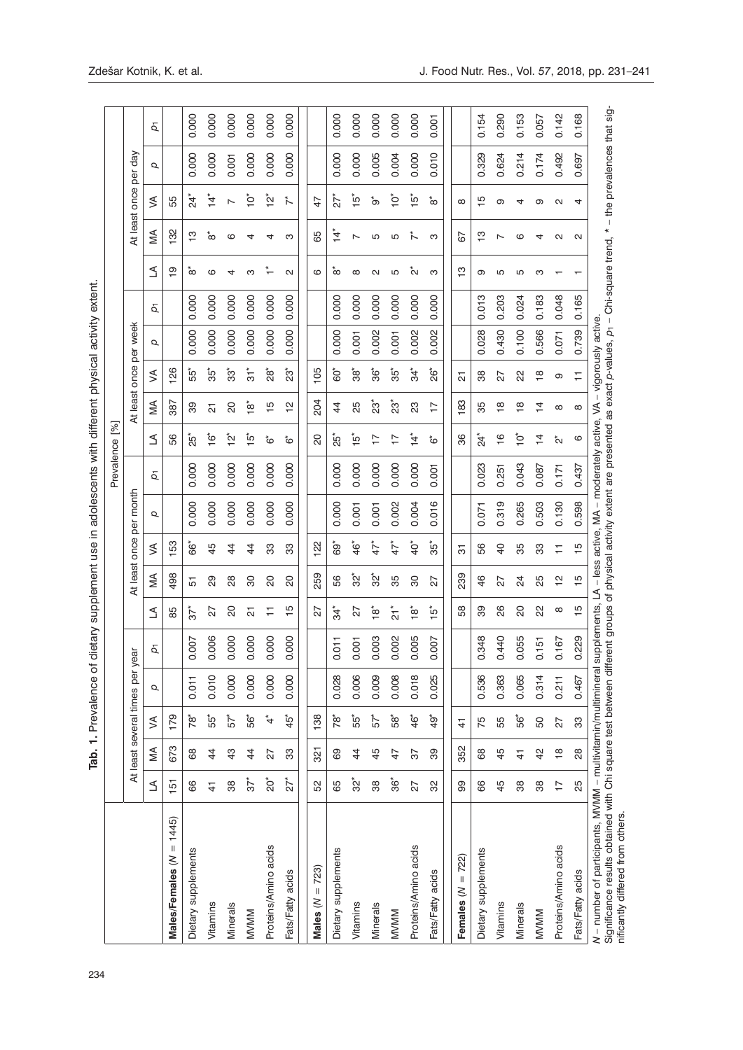**Tab. 1.** Prevalence of dietary supplement use in adolescents with different physical activity extent.

| | Prevalence [%] | | | | | | | | | | | | | | | | | | | |
|---|---|---|---|---|---|---|---|---|---|---|---|---|---|---|---|---|---|---|---|---|
| | At least several times per year | | | | | At least once per month | | | | | At least once per week | | | | | At least once per day | | | | |
| | LA | MA | VA | *p* | $p_1$ | LA | MA | VA | *p* | $p_1$ | LA | MA | VA | *p* | $p_1$ | LA | MA | VA | *p* | $p_1$ |
| **Males/Females (*N* = 1445)** | 151 | 673 | 179 | | | 85 | 498 | 153 | | | 56 | 387 | 126 | | | 19 | 132 | 55 | | |
| Dietary supplements | 66 | 68 | 78* | 0.011 | 0.007 | 37* | 51 | 66* | 0.000 | 0.000 | 25* | 39 | 55* | 0.000 | 0.000 | 8* | 13 | 24* | 0.000 | 0.000 |
| Vitamins | 41 | 44 | 55* | 0.010 | 0.006 | 27 | 29 | 45 | 0.000 | 0.000 | 16* | 21 | 35* | 0.000 | 0.000 | 6 | 8* | 14* | 0.000 | 0.000 |
| Minerals | 38 | 43 | 57* | 0.000 | 0.000 | 20 | 28 | 44 | 0.000 | 0.000 | 12* | 20 | 33* | 0.000 | 0.000 | 4 | 6 | 7 | 0.001 | 0.000 |
| MVMM | 37* | 44 | 56* | 0.000 | 0.000 | 21 | 30 | 44 | 0.000 | 0.000 | 15* | 18* | 31* | 0.000 | 0.000 | 3 | 4 | 10* | 0.000 | 0.000 |
| Proteins/Amino acids | 20* | 27 | 4* | 0.000 | 0.000 | 11 | 20 | 33 | 0.000 | 0.000 | 6* | 15 | 28* | 0.000 | 0.000 | 1* | 4 | 12* | 0.000 | 0.000 |
| Fats/Fatty acids | 27* | 33 | 45* | 0.000 | 0.000 | 15 | 20 | 33 | 0.000 | 0.000 | 6* | 12 | 23* | 0.000 | 0.000 | 2 | 3 | 7* | 0.000 | 0.000 |
| **Males (*N* = 723)** | 52 | 321 | 138 | | | 27 | 259 | 122 | | | 20 | 204 | 105 | | | 6 | 65 | 47 | | |
| Dietary supplements | 65 | 69 | 78* | 0.028 | 0.011 | 34* | 56 | 69* | 0.000 | 0.000 | 25* | 44 | 60* | 0.000 | 0.000 | 8* | 14* | 27* | 0.000 | 0.000 |
| Vitamins | 32* | 44 | 55* | 0.006 | 0.001 | 27 | 32* | 46* | 0.001 | 0.000 | 15* | 25 | 38* | 0.001 | 0.000 | 8 | 7 | 15* | 0.000 | 0.000 |
| Minerals | 38 | 45 | 57* | 0.009 | 0.003 | 18* | 32* | 47* | 0.001 | 0.000 | 17 | 23* | 36* | 0.002 | 0.000 | 2 | 5 | 9* | 0.005 | 0.000 |
| MVMM | 36* | 47 | 58* | 0.008 | 0.002 | 21* | 35 | 47* | 0.002 | 0.000 | 17 | 23* | 35* | 0.001 | 0.000 | 5 | 5 | 10* | 0.004 | 0.000 |
| Proteins/Amino acids | 27 | 37 | 46* | 0.018 | 0.005 | 18* | 30 | 40* | 0.004 | 0.000 | 14* | 23 | 34* | 0.002 | 0.000 | 2* | 7* | 15* | 0.000 | 0.000 |
| Fats/Fatty acids | 32 | 39 | 49* | 0.025 | 0.007 | 15* | 27 | 35* | 0.016 | 0.001 | 6* | 17 | 26* | 0.002 | 0.000 | 3 | 3 | 8* | 0.010 | 0.001 |
| **Females (*N* = 722)** | 99 | 352 | 41 | | | 58 | 239 | 31 | | | 36 | 183 | 21 | | | 13 | 67 | 8 | | |
| Dietary supplements | 66 | 68 | 75 | 0.536 | 0.348 | 39 | 46 | 56 | 0.071 | 0.023 | 24* | 35 | 38 | 0.028 | 0.013 | 9 | 13 | 15 | 0.329 | 0.154 |
| Vitamins | 45 | 45 | 55 | 0.363 | 0.440 | 26 | 27 | 40 | 0.319 | 0.251 | 16 | 18 | 27 | 0.430 | 0.203 | 5 | 7 | 9 | 0.624 | 0.290 |
| Minerals | 38 | 41 | 56* | 0.065 | 0.055 | 20 | 24 | 35 | 0.265 | 0.043 | 10* | 18 | 22 | 0.100 | 0.024 | 5 | 6 | 4 | 0.214 | 0.153 |
| MVMM | 38 | 42 | 50 | 0.314 | 0.151 | 22 | 25 | 33 | 0.503 | 0.087 | 14 | 14 | 18 | 0.566 | 0.183 | 3 | 4 | 9 | 0.174 | 0.057 |
| Proteins/Amino acids | 17 | 18 | 27 | 0.211 | 0.167 | 8 | 12 | 11 | 0.130 | 0.171 | 2* | 8 | 9 | 0.071 | 0.048 | 1 | 2 | 2 | 0.492 | 0.142 |
| Fats/Fatty acids | 25 | 28 | 33 | 0.467 | 0.229 | 15 | 15 | 15 | 0.598 | 0.437 | 6 | 8 | 11 | 0.739 | 0.165 | 1 | 2 | 4 | 0.697 | 0.168 |

*N* – number of participants, MVMM – multivitamin/multimineral supplements, LA – less active, MA – moderately active, VA – vigorously active.
Significance results obtained with Chi square test between different groups of physical activity extent are presented as exact *p*-values, $p_1$ – Chi-square trend, * – the prevalences that significantly differed from others.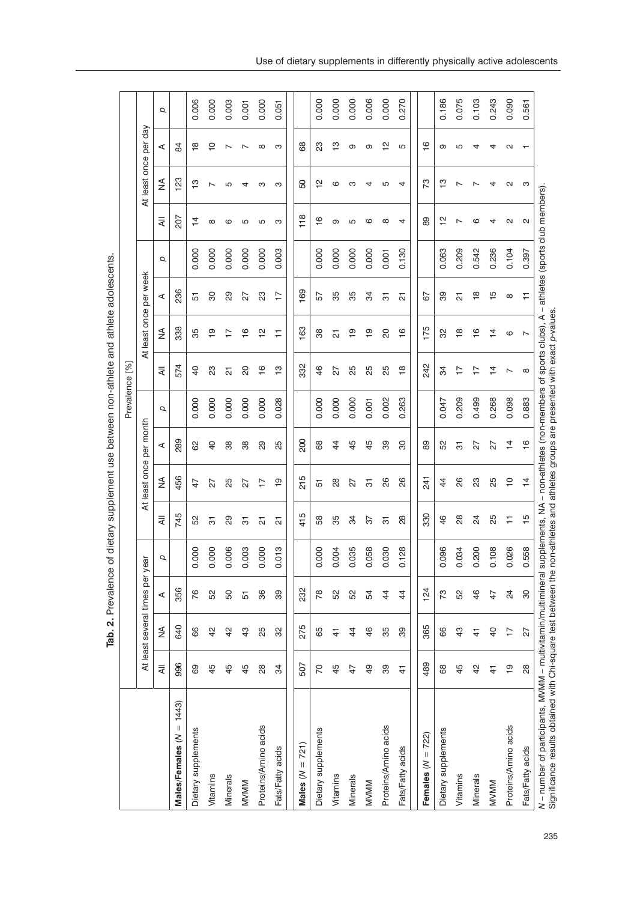**Tab. 2.** Prevalence of dietary supplement use between non-athlete and athlete adolescents.

| | Prevalence [%] | | | | | | | | | | | | | | | |
|---|---|---|---|---|---|---|---|---|---|---|---|---|---|---|---|---|
| | At least several times per year | | | | At least once per month | | | | At least once per week | | | | At least once per day | | | |
| | All | NA | A | *p* | All | NA | A | *p* | All | NA | A | *p* | All | NA | A | *p* |
| **Males/Females (*N* = 1443)** | 996 | 640 | 356 | | 745 | 456 | 289 | | 574 | 338 | 236 | | 207 | 123 | 84 | |
| Dietary supplements | 69 | 66 | 76 | 0.000 | 52 | 47 | 62 | 0.000 | 40 | 35 | 51 | 0.000 | 14 | 13 | 18 | 0.006 |
| Vitamins | 45 | 42 | 52 | 0.000 | 31 | 27 | 40 | 0.000 | 23 | 19 | 30 | 0.000 | 8 | 7 | 10 | 0.000 |
| Minerals | 45 | 42 | 50 | 0.006 | 29 | 25 | 38 | 0.000 | 21 | 17 | 29 | 0.000 | 6 | 5 | 7 | 0.003 |
| MVMM | 45 | 43 | 51 | 0.003 | 31 | 27 | 38 | 0.000 | 20 | 16 | 27 | 0.000 | 5 | 4 | 7 | 0.001 |
| Proteins/Amino acids | 28 | 25 | 36 | 0.000 | 21 | 17 | 29 | 0.000 | 16 | 12 | 23 | 0.000 | 5 | 3 | 8 | 0.000 |
| Fats/Fatty acids | 34 | 32 | 39 | 0.013 | 21 | 19 | 25 | 0.028 | 13 | 11 | 17 | 0.003 | 3 | 3 | 3 | 0.051 |
| **Males (*N* = 721)** | 507 | 275 | 232 | | 415 | 215 | 200 | | 332 | 163 | 169 | | 118 | 50 | 68 | |
| Dietary supplements | 70 | 65 | 78 | 0.000 | 58 | 51 | 68 | 0.000 | 46 | 38 | 57 | 0.000 | 16 | 12 | 23 | 0.000 |
| Vitamins | 45 | 41 | 52 | 0.004 | 35 | 28 | 44 | 0.000 | 27 | 21 | 35 | 0.000 | 9 | 6 | 13 | 0.000 |
| Minerals | 47 | 44 | 52 | 0.035 | 34 | 27 | 45 | 0.000 | 25 | 19 | 35 | 0.000 | 5 | 3 | 9 | 0.000 |
| MVMM | 49 | 46 | 54 | 0.058 | 37 | 31 | 45 | 0.001 | 25 | 19 | 34 | 0.000 | 6 | 4 | 9 | 0.006 |
| Proteins/Amino acids | 39 | 35 | 44 | 0.030 | 31 | 26 | 39 | 0.002 | 25 | 20 | 31 | 0.001 | 8 | 5 | 12 | 0.000 |
| Fats/Fatty acids | 41 | 39 | 44 | 0.128 | 28 | 26 | 30 | 0.263 | 18 | 16 | 21 | 0.130 | 4 | 4 | 5 | 0.270 |
| **Females (*N* = 722)** | 489 | 365 | 124 | | 330 | 241 | 89 | | 242 | 175 | 67 | | 89 | 73 | 16 | |
| Dietary supplements | 68 | 66 | 73 | 0.096 | 46 | 44 | 52 | 0.047 | 34 | 32 | 39 | 0.063 | 12 | 13 | 9 | 0.186 |
| Vitamins | 45 | 43 | 52 | 0.034 | 28 | 26 | 31 | 0.209 | 17 | 18 | 21 | 0.209 | 7 | 7 | 5 | 0.075 |
| Minerals | 42 | 41 | 46 | 0.200 | 24 | 23 | 27 | 0.499 | 17 | 16 | 18 | 0.542 | 6 | 7 | 4 | 0.103 |
| MVMM | 41 | 40 | 47 | 0.108 | 25 | 25 | 27 | 0.268 | 14 | 14 | 15 | 0.236 | 4 | 4 | 4 | 0.243 |
| Proteins/Amino acids | 19 | 17 | 24 | 0.026 | 11 | 10 | 14 | 0.098 | 7 | 6 | 8 | 0.104 | 2 | 2 | 2 | 0.090 |
| Fats/Fatty acids | 28 | 27 | 30 | 0.558 | 15 | 14 | 16 | 0.883 | 8 | 7 | 11 | 0.397 | 2 | 3 | 1 | 0.561 |

*N* – number of participants, MVMM – multivitamin/multimineral supplements, NA – non-athletes (non-members of sports clubs), A – athletes (sports club members).
Significance results obtained with Chi-square test between the non-athletes and athletes groups are presented with exact *p*-values.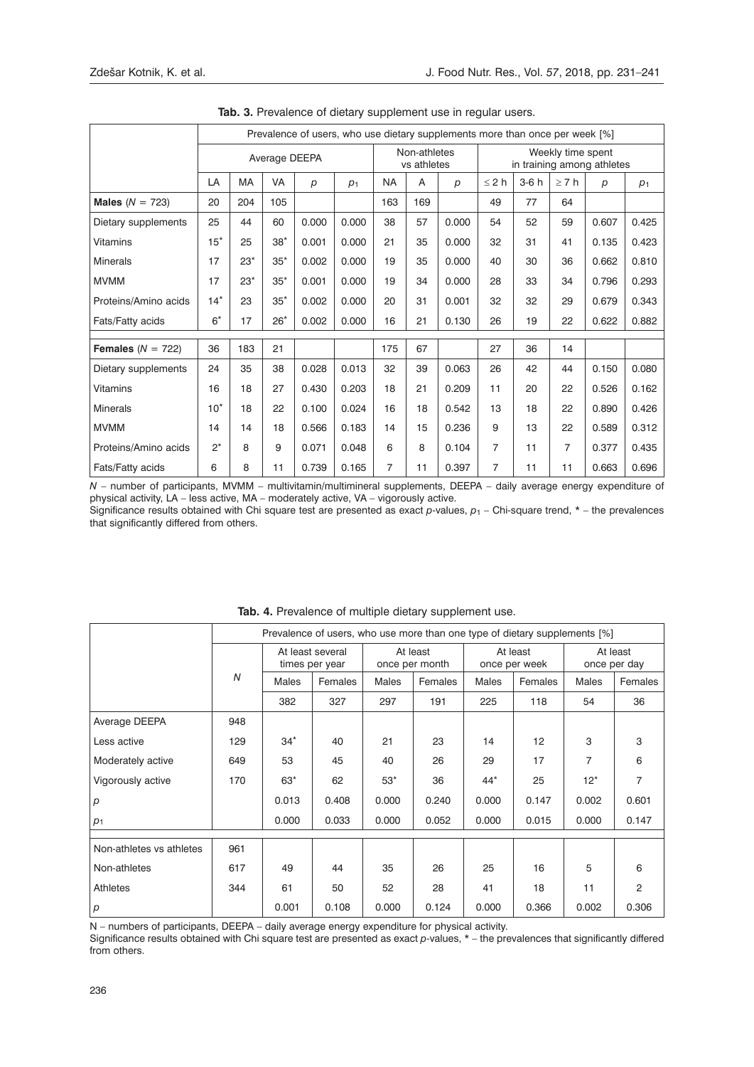**Tab. 3.** Prevalence of dietary supplement use in regular users.

| | Prevalence of users, who use dietary supplements more than once per week [%] | | | | | | | | | | | | |
|---|---|---|---|---|---|---|---|---|---|---|---|---|---|
| | Average DEEPA | | | | | Non-athletes vs athletes | | | Weekly time spent in training among athletes | | | | |
| | LA | MA | VA | *p* | $p_1$ | NA | A | *p* | ≤ 2 h | 3-6 h | ≥ 7 h | *p* | $p_1$ |
| **Males** (*N* = 723) | 20 | 204 | 105 | | | 163 | 169 | | 49 | 77 | 64 | | |
| Dietary supplements | 25 | 44 | 60 | 0.000 | 0.000 | 38 | 57 | 0.000 | 54 | 52 | 59 | 0.607 | 0.425 |
| Vitamins | 15* | 25 | 38* | 0.001 | 0.000 | 21 | 35 | 0.000 | 32 | 31 | 41 | 0.135 | 0.423 |
| Minerals | 17 | 23* | 35* | 0.002 | 0.000 | 19 | 35 | 0.000 | 40 | 30 | 36 | 0.662 | 0.810 |
| MVMM | 17 | 23* | 35* | 0.001 | 0.000 | 19 | 34 | 0.000 | 28 | 33 | 34 | 0.796 | 0.293 |
| Proteins/Amino acids | 14* | 23 | 35* | 0.002 | 0.000 | 20 | 31 | 0.001 | 32 | 32 | 29 | 0.679 | 0.343 |
| Fats/Fatty acids | 6* | 17 | 26* | 0.002 | 0.000 | 16 | 21 | 0.130 | 26 | 19 | 22 | 0.622 | 0.882 |
| **Females** (*N* = 722) | 36 | 183 | 21 | | | 175 | 67 | | 27 | 36 | 14 | | |
| Dietary supplements | 24 | 35 | 38 | 0.028 | 0.013 | 32 | 39 | 0.063 | 26 | 42 | 44 | 0.150 | 0.080 |
| Vitamins | 16 | 18 | 27 | 0.430 | 0.203 | 18 | 21 | 0.209 | 11 | 20 | 22 | 0.526 | 0.162 |
| Minerals | 10* | 18 | 22 | 0.100 | 0.024 | 16 | 18 | 0.542 | 13 | 18 | 22 | 0.890 | 0.426 |
| MVMM | 14 | 14 | 18 | 0.566 | 0.183 | 14 | 15 | 0.236 | 9 | 13 | 22 | 0.589 | 0.312 |
| Proteins/Amino acids | 2* | 8 | 9 | 0.071 | 0.048 | 6 | 8 | 0.104 | 7 | 11 | 7 | 0.377 | 0.435 |
| Fats/Fatty acids | 6 | 8 | 11 | 0.739 | 0.165 | 7 | 11 | 0.397 | 7 | 11 | 11 | 0.663 | 0.696 |

*N* – number of participants, MVMM – multivitamin/multimineral supplements, DEEPA – daily average energy expenditure of physical activity, LA – less active, MA – moderately active, VA – vigorously active.
Significance results obtained with Chi square test are presented as exact *p*-values, $p_1$ – Chi-square trend, * – the prevalences that significantly differed from others.

**Tab. 4.** Prevalence of multiple dietary supplement use.

| | | Prevalence of users, who use more than one type of dietary supplements [%] | | | | | | | |
|---|---|---|---|---|---|---|---|---|---|
| | *N* | At least several times per year | | At least once per month | | At least once per week | | At least once per day | |
| | | Males | Females | Males | Females | Males | Females | Males | Females |
| | | 382 | 327 | 297 | 191 | 225 | 118 | 54 | 36 |
| Average DEEPA | 948 | | | | | | | | |
| Less active | 129 | 34* | 40 | 21 | 23 | 14 | 12 | 3 | 3 |
| Moderately active | 649 | 53 | 45 | 40 | 26 | 29 | 17 | 7 | 6 |
| Vigorously active | 170 | 63* | 62 | 53* | 36 | 44* | 25 | 12* | 7 |
| *p* | | 0.013 | 0.408 | 0.000 | 0.240 | 0.000 | 0.147 | 0.002 | 0.601 |
| $p_1$ | | 0.000 | 0.033 | 0.000 | 0.052 | 0.000 | 0.015 | 0.000 | 0.147 |
| Non-athletes vs athletes | 961 | | | | | | | | |
| Non-athletes | 617 | 49 | 44 | 35 | 26 | 25 | 16 | 5 | 6 |
| Athletes | 344 | 61 | 50 | 52 | 28 | 41 | 18 | 11 | 2 |
| *p* | | 0.001 | 0.108 | 0.000 | 0.124 | 0.000 | 0.366 | 0.002 | 0.306 |

N – numbers of participants, DEEPA – daily average energy expenditure for physical activity.
Significance results obtained with Chi square test are presented as exact *p*-values, * – the prevalences that significantly differed from others.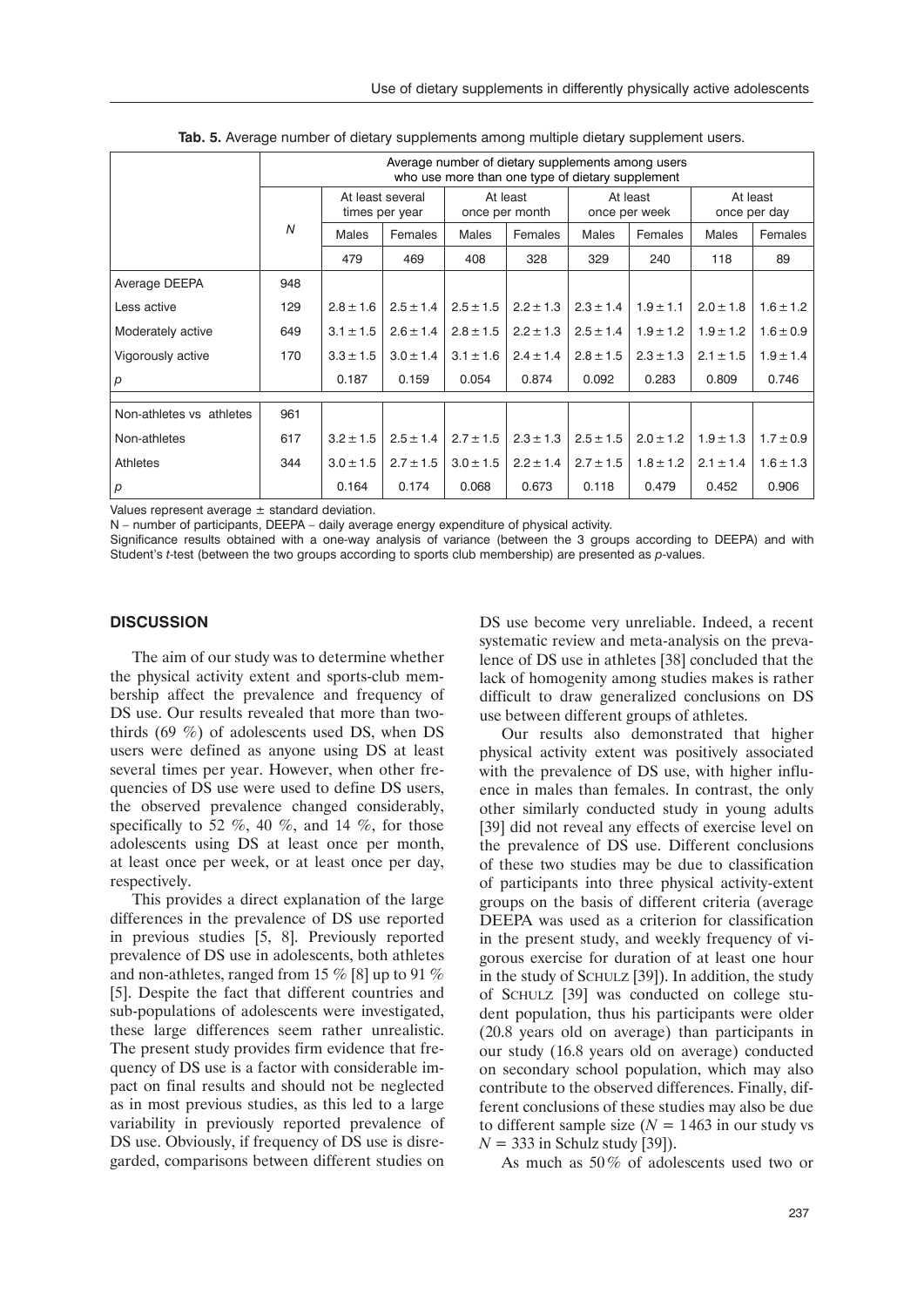**Tab. 5.** Average number of dietary supplements among multiple dietary supplement users.

| | | Average number of dietary supplements among users who use more than one type of dietary supplement | | | | | | | |
|---|---|---|---|---|---|---|---|---|---|
| | | At least several times per year | | At least once per month | | At least once per week | | At least once per day | |
| | $N$ | Males | Females | Males | Females | Males | Females | Males | Females |
| | | 479 | 469 | 408 | 328 | 329 | 240 | 118 | 89 |
| Average DEEPA | 948 | | | | | | | | |
| Less active | 129 | 2.8 ± 1.6 | 2.5 ± 1.4 | 2.5 ± 1.5 | 2.2 ± 1.3 | 2.3 ± 1.4 | 1.9 ± 1.1 | 2.0 ± 1.8 | 1.6 ± 1.2 |
| Moderately active | 649 | 3.1 ± 1.5 | 2.6 ± 1.4 | 2.8 ± 1.5 | 2.2 ± 1.3 | 2.5 ± 1.4 | 1.9 ± 1.2 | 1.9 ± 1.2 | 1.6 ± 0.9 |
| Vigorously active | 170 | 3.3 ± 1.5 | 3.0 ± 1.4 | 3.1 ± 1.6 | 2.4 ± 1.4 | 2.8 ± 1.5 | 2.3 ± 1.3 | 2.1 ± 1.5 | 1.9 ± 1.4 |
| $p$ | | 0.187 | 0.159 | 0.054 | 0.874 | 0.092 | 0.283 | 0.809 | 0.746 |
| Non-athletes vs athletes | 961 | | | | | | | | |
| Non-athletes | 617 | 3.2 ± 1.5 | 2.5 ± 1.4 | 2.7 ± 1.5 | 2.3 ± 1.3 | 2.5 ± 1.5 | 2.0 ± 1.2 | 1.9 ± 1.3 | 1.7 ± 0.9 |
| Athletes | 344 | 3.0 ± 1.5 | 2.7 ± 1.5 | 3.0 ± 1.5 | 2.2 ± 1.4 | 2.7 ± 1.5 | 1.8 ± 1.2 | 2.1 ± 1.4 | 1.6 ± 1.3 |
| $p$ | | 0.164 | 0.174 | 0.068 | 0.673 | 0.118 | 0.479 | 0.452 | 0.906 |

Values represent average ± standard deviation.

N – number of participants, DEEPA – daily average energy expenditure of physical activity.

Significance results obtained with a one-way analysis of variance (between the 3 groups according to DEEPA) and with Student's $t$-test (between the two groups according to sports club membership) are presented as $p$-values.

## DISCUSSION

The aim of our study was to determine whether the physical activity extent and sports-club membership affect the prevalence and frequency of DS use. Our results revealed that more than two-thirds (69 %) of adolescents used DS, when DS users were defined as anyone using DS at least several times per year. However, when other frequencies of DS use were used to define DS users, the observed prevalence changed considerably, specifically to 52 %, 40 %, and 14 %, for those adolescents using DS at least once per month, at least once per week, or at least once per day, respectively.

This provides a direct explanation of the large differences in the prevalence of DS use reported in previous studies [5, 8]. Previously reported prevalence of DS use in adolescents, both athletes and non-athletes, ranged from 15 % [8] up to 91 % [5]. Despite the fact that different countries and sub-populations of adolescents were investigated, these large differences seem rather unrealistic. The present study provides firm evidence that frequency of DS use is a factor with considerable impact on final results and should not be neglected as in most previous studies, as this led to a large variability in previously reported prevalence of DS use. Obviously, if frequency of DS use is disregarded, comparisons between different studies on DS use become very unreliable. Indeed, a recent systematic review and meta-analysis on the prevalence of DS use in athletes [38] concluded that the lack of homogenity among studies makes is rather difficult to draw generalized conclusions on DS use between different groups of athletes.

Our results also demonstrated that higher physical activity extent was positively associated with the prevalence of DS use, with higher influence in males than females. In contrast, the only other similarly conducted study in young adults [39] did not reveal any effects of exercise level on the prevalence of DS use. Different conclusions of these two studies may be due to classification of participants into three physical activity-extent groups on the basis of different criteria (average DEEPA was used as a criterion for classification in the present study, and weekly frequency of vigorous exercise for duration of at least one hour in the study of Schulz [39]). In addition, the study of Schulz [39] was conducted on college student population, thus his participants were older (20.8 years old on average) than participants in our study (16.8 years old on average) conducted on secondary school population, which may also contribute to the observed differences. Finally, different conclusions of these studies may also be due to different sample size ($N$ = 1463 in our study vs $N$ = 333 in Schulz study [39]).

As much as 50 % of adolescents used two or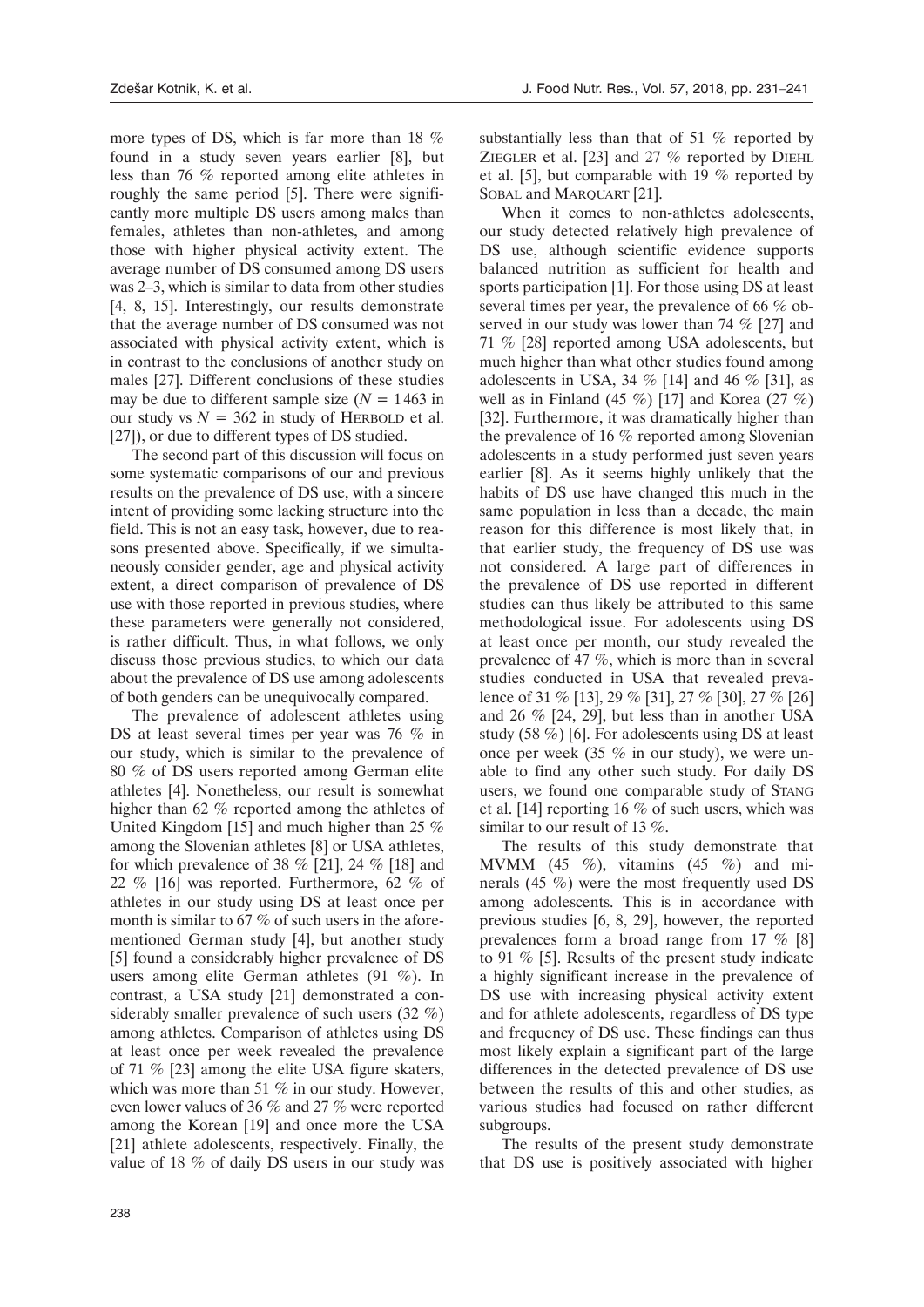more types of DS, which is far more than 18 % found in a study seven years earlier [8], but less than 76 % reported among elite athletes in roughly the same period [5]. There were significantly more multiple DS users among males than females, athletes than non-athletes, and among those with higher physical activity extent. The average number of DS consumed among DS users was 2–3, which is similar to data from other studies [4, 8, 15]. Interestingly, our results demonstrate that the average number of DS consumed was not associated with physical activity extent, which is in contrast to the conclusions of another study on males [27]. Different conclusions of these studies may be due to different sample size ($N = 1463$ in our study vs $N = 362$ in study of Herbold et al. [27]), or due to different types of DS studied.

The second part of this discussion will focus on some systematic comparisons of our and previous results on the prevalence of DS use, with a sincere intent of providing some lacking structure into the field. This is not an easy task, however, due to reasons presented above. Specifically, if we simultaneously consider gender, age and physical activity extent, a direct comparison of prevalence of DS use with those reported in previous studies, where these parameters were generally not considered, is rather difficult. Thus, in what follows, we only discuss those previous studies, to which our data about the prevalence of DS use among adolescents of both genders can be unequivocally compared.

The prevalence of adolescent athletes using DS at least several times per year was 76 % in our study, which is similar to the prevalence of 80 % of DS users reported among German elite athletes [4]. Nonetheless, our result is somewhat higher than 62 % reported among the athletes of United Kingdom [15] and much higher than 25 % among the Slovenian athletes [8] or USA athletes, for which prevalence of 38 % [21], 24 % [18] and 22 % [16] was reported. Furthermore, 62 % of athletes in our study using DS at least once per month is similar to 67 % of such users in the aforementioned German study [4], but another study [5] found a considerably higher prevalence of DS users among elite German athletes (91 %). In contrast, a USA study [21] demonstrated a considerably smaller prevalence of such users (32 %) among athletes. Comparison of athletes using DS at least once per week revealed the prevalence of 71 % [23] among the elite USA figure skaters, which was more than 51 % in our study. However, even lower values of 36 % and 27 % were reported among the Korean [19] and once more the USA [21] athlete adolescents, respectively. Finally, the value of 18 % of daily DS users in our study was substantially less than that of 51 % reported by Ziegler et al. [23] and 27 % reported by Diehl et al. [5], but comparable with 19 % reported by Sobal and Marquart [21].

When it comes to non-athletes adolescents, our study detected relatively high prevalence of DS use, although scientific evidence supports balanced nutrition as sufficient for health and sports participation [1]. For those using DS at least several times per year, the prevalence of 66 % observed in our study was lower than 74 % [27] and 71 % [28] reported among USA adolescents, but much higher than what other studies found among adolescents in USA, 34 % [14] and 46 % [31], as well as in Finland (45 %) [17] and Korea (27 %) [32]. Furthermore, it was dramatically higher than the prevalence of 16 % reported among Slovenian adolescents in a study performed just seven years earlier [8]. As it seems highly unlikely that the habits of DS use have changed this much in the same population in less than a decade, the main reason for this difference is most likely that, in that earlier study, the frequency of DS use was not considered. A large part of differences in the prevalence of DS use reported in different studies can thus likely be attributed to this same methodological issue. For adolescents using DS at least once per month, our study revealed the prevalence of 47 %, which is more than in several studies conducted in USA that revealed prevalence of 31 % [13], 29 % [31], 27 % [30], 27 % [26] and 26 % [24, 29], but less than in another USA study (58 %) [6]. For adolescents using DS at least once per week (35 % in our study), we were unable to find any other such study. For daily DS users, we found one comparable study of Stang et al. [14] reporting 16 % of such users, which was similar to our result of 13 %.

The results of this study demonstrate that MVMM (45 %), vitamins (45 %) and minerals (45 %) were the most frequently used DS among adolescents. This is in accordance with previous studies [6, 8, 29], however, the reported prevalences form a broad range from 17 % [8] to 91 % [5]. Results of the present study indicate a highly significant increase in the prevalence of DS use with increasing physical activity extent and for athlete adolescents, regardless of DS type and frequency of DS use. These findings can thus most likely explain a significant part of the large differences in the detected prevalence of DS use between the results of this and other studies, as various studies had focused on rather different subgroups.

The results of the present study demonstrate that DS use is positively associated with higher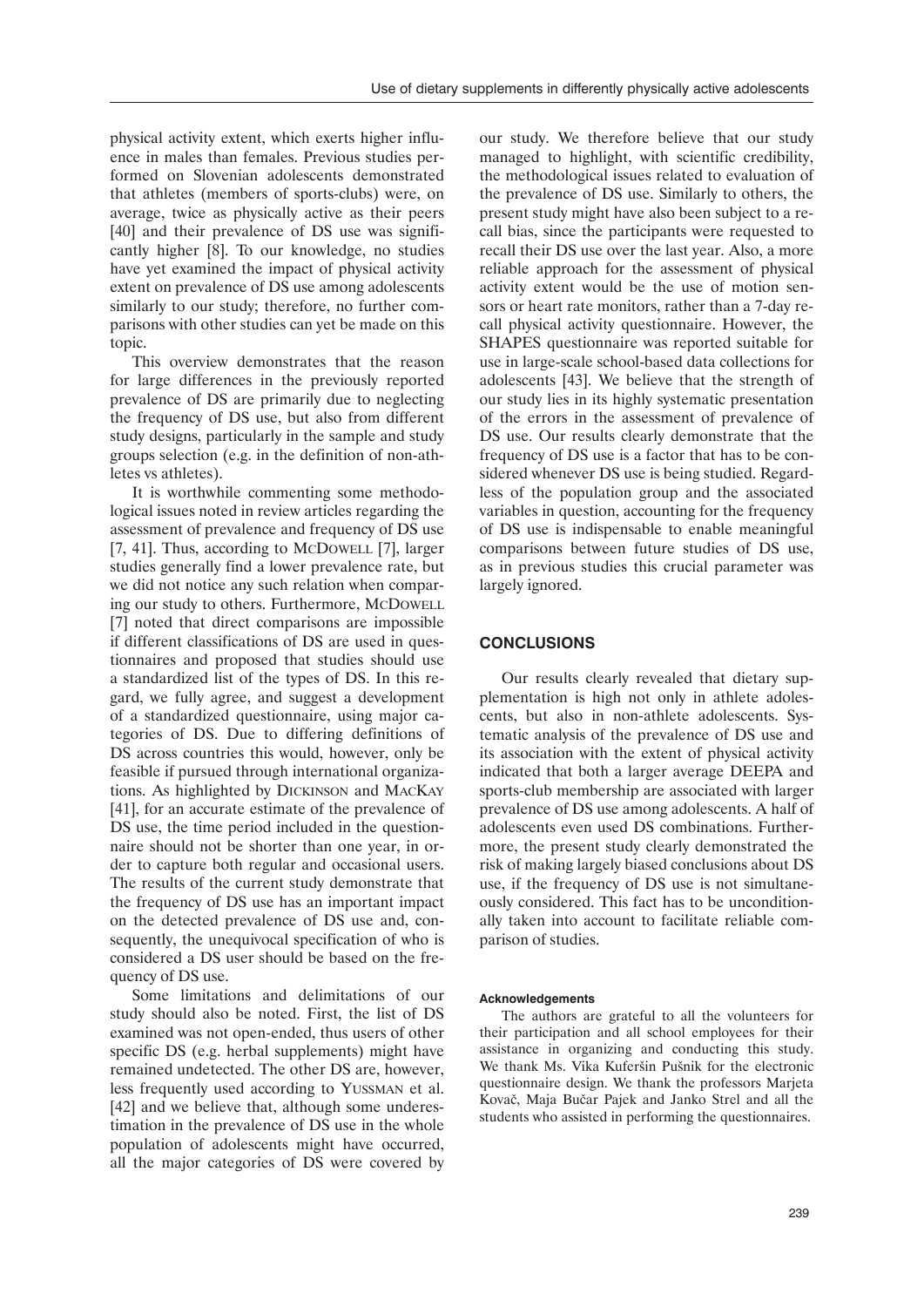physical activity extent, which exerts higher influence in males than females. Previous studies performed on Slovenian adolescents demonstrated that athletes (members of sports-clubs) were, on average, twice as physically active as their peers [40] and their prevalence of DS use was significantly higher [8]. To our knowledge, no studies have yet examined the impact of physical activity extent on prevalence of DS use among adolescents similarly to our study; therefore, no further comparisons with other studies can yet be made on this topic.

This overview demonstrates that the reason for large differences in the previously reported prevalence of DS are primarily due to neglecting the frequency of DS use, but also from different study designs, particularly in the sample and study groups selection (e.g. in the definition of non-athletes vs athletes).

It is worthwhile commenting some methodological issues noted in review articles regarding the assessment of prevalence and frequency of DS use [7, 41]. Thus, according to McDowell [7], larger studies generally find a lower prevalence rate, but we did not notice any such relation when comparing our study to others. Furthermore, McDowell [7] noted that direct comparisons are impossible if different classifications of DS are used in questionnaires and proposed that studies should use a standardized list of the types of DS. In this regard, we fully agree, and suggest a development of a standardized questionnaire, using major categories of DS. Due to differing definitions of DS across countries this would, however, only be feasible if pursued through international organizations. As highlighted by Dickinson and MacKay [41], for an accurate estimate of the prevalence of DS use, the time period included in the questionnaire should not be shorter than one year, in order to capture both regular and occasional users. The results of the current study demonstrate that the frequency of DS use has an important impact on the detected prevalence of DS use and, consequently, the unequivocal specification of who is considered a DS user should be based on the frequency of DS use.

Some limitations and delimitations of our study should also be noted. First, the list of DS examined was not open-ended, thus users of other specific DS (e.g. herbal supplements) might have remained undetected. The other DS are, however, less frequently used according to Yussman et al. [42] and we believe that, although some underestimation in the prevalence of DS use in the whole population of adolescents might have occurred, all the major categories of DS were covered by our study. We therefore believe that our study managed to highlight, with scientific credibility, the methodological issues related to evaluation of the prevalence of DS use. Similarly to others, the present study might have also been subject to a recall bias, since the participants were requested to recall their DS use over the last year. Also, a more reliable approach for the assessment of physical activity extent would be the use of motion sensors or heart rate monitors, rather than a 7-day recall physical activity questionnaire. However, the SHAPES questionnaire was reported suitable for use in large-scale school-based data collections for adolescents [43]. We believe that the strength of our study lies in its highly systematic presentation of the errors in the assessment of prevalence of DS use. Our results clearly demonstrate that the frequency of DS use is a factor that has to be considered whenever DS use is being studied. Regardless of the population group and the associated variables in question, accounting for the frequency of DS use is indispensable to enable meaningful comparisons between future studies of DS use, as in previous studies this crucial parameter was largely ignored.

## CONCLUSIONS

Our results clearly revealed that dietary supplementation is high not only in athlete adolescents, but also in non-athlete adolescents. Systematic analysis of the prevalence of DS use and its association with the extent of physical activity indicated that both a larger average DEEPA and sports-club membership are associated with larger prevalence of DS use among adolescents. A half of adolescents even used DS combinations. Furthermore, the present study clearly demonstrated the risk of making largely biased conclusions about DS use, if the frequency of DS use is not simultaneously considered. This fact has to be unconditionally taken into account to facilitate reliable comparison of studies.

#### Acknowledgements

The authors are grateful to all the volunteers for their participation and all school employees for their assistance in organizing and conducting this study. We thank Ms. Vika Kuferšin Pušnik for the electronic questionnaire design. We thank the professors Marjeta Kovač, Maja Bučar Pajek and Janko Strel and all the students who assisted in performing the questionnaires.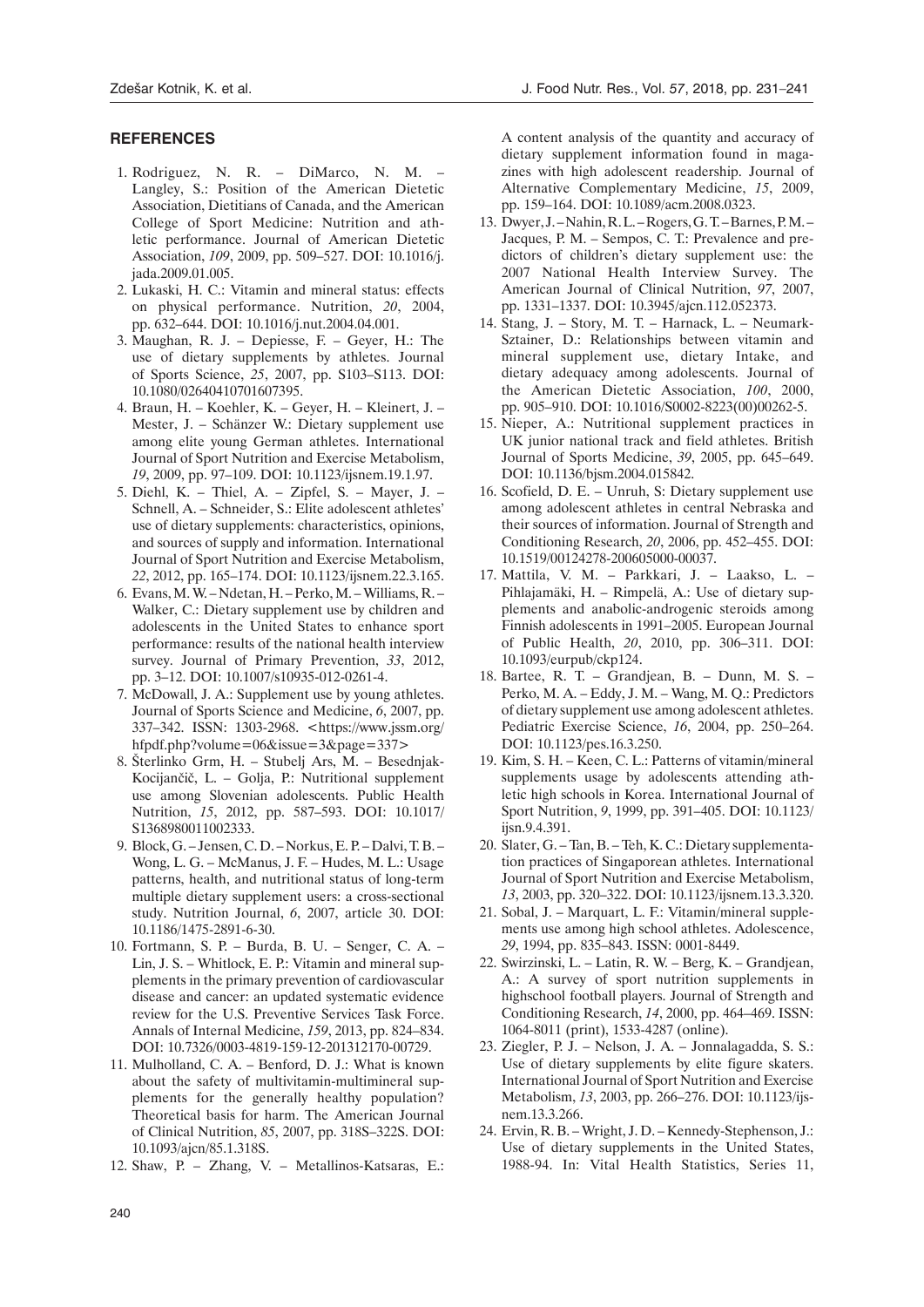## REFERENCES

1. Rodriguez, N. R. – DiMarco, N. M. – Langley, S.: Position of the American Dietetic Association, Dietitians of Canada, and the American College of Sport Medicine: Nutrition and athletic performance. Journal of American Dietetic Association, *109*, 2009, pp. 509–527. DOI: 10.1016/j.jada.2009.01.005.
2. Lukaski, H. C.: Vitamin and mineral status: effects on physical performance. Nutrition, *20*, 2004, pp. 632–644. DOI: 10.1016/j.nut.2004.04.001.
3. Maughan, R. J. – Depiesse, F. – Geyer, H.: The use of dietary supplements by athletes. Journal of Sports Science, *25*, 2007, pp. S103–S113. DOI: 10.1080/02640410701607395.
4. Braun, H. – Koehler, K. – Geyer, H. – Kleinert, J. – Mester, J. – Schänzer W.: Dietary supplement use among elite young German athletes. International Journal of Sport Nutrition and Exercise Metabolism, *19*, 2009, pp. 97–109. DOI: 10.1123/ijsnem.19.1.97.
5. Diehl, K. – Thiel, A. – Zipfel, S. – Mayer, J. – Schnell, A. – Schneider, S.: Elite adolescent athletes' use of dietary supplements: characteristics, opinions, and sources of supply and information. International Journal of Sport Nutrition and Exercise Metabolism, *22*, 2012, pp. 165–174. DOI: 10.1123/ijsnem.22.3.165.
6. Evans, M. W. – Ndetan, H. – Perko, M. – Williams, R. – Walker, C.: Dietary supplement use by children and adolescents in the United States to enhance sport performance: results of the national health interview survey. Journal of Primary Prevention, *33*, 2012, pp. 3–12. DOI: 10.1007/s10935-012-0261-4.
7. McDowall, J. A.: Supplement use by young athletes. Journal of Sports Science and Medicine, *6*, 2007, pp. 337–342. ISSN: 1303-2968. <https://www.jssm.org/hfpdf.php?volume=06&issue=3&page=337>
8. Šterlinko Grm, H. – Stubelj Ars, M. – Besednjak-Kocijančič, L. – Golja, P.: Nutritional supplement use among Slovenian adolescents. Public Health Nutrition, *15*, 2012, pp. 587–593. DOI: 10.1017/S1368980011002333.
9. Block, G. – Jensen, C. D. – Norkus, E. P. – Dalvi, T. B. – Wong, L. G. – McManus, J. F. – Hudes, M. L.: Usage patterns, health, and nutritional status of long-term multiple dietary supplement users: a cross-sectional study. Nutrition Journal, *6*, 2007, article 30. DOI: 10.1186/1475-2891-6-30.
10. Fortmann, S. P. – Burda, B. U. – Senger, C. A. – Lin, J. S. – Whitlock, E. P.: Vitamin and mineral supplements in the primary prevention of cardiovascular disease and cancer: an updated systematic evidence review for the U.S. Preventive Services Task Force. Annals of Internal Medicine, *159*, 2013, pp. 824–834. DOI: 10.7326/0003-4819-159-12-201312170-00729.
11. Mulholland, C. A. – Benford, D. J.: What is known about the safety of multivitamin-multimineral supplements for the generally healthy population? Theoretical basis for harm. The American Journal of Clinical Nutrition, *85*, 2007, pp. 318S–322S. DOI: 10.1093/ajcn/85.1.318S.
12. Shaw, P. – Zhang, V. – Metallinos-Katsaras, E.: A content analysis of the quantity and accuracy of dietary supplement information found in magazines with high adolescent readership. Journal of Alternative Complementary Medicine, *15*, 2009, pp. 159–164. DOI: 10.1089/acm.2008.0323.
13. Dwyer, J. – Nahin, R. L. – Rogers, G. T. – Barnes, P. M. – Jacques, P. M. – Sempos, C. T.: Prevalence and predictors of children's dietary supplement use: the 2007 National Health Interview Survey. The American Journal of Clinical Nutrition, *97*, 2007, pp. 1331–1337. DOI: 10.3945/ajcn.112.052373.
14. Stang, J. – Story, M. T. – Harnack, L. – Neumark-Sztainer, D.: Relationships between vitamin and mineral supplement use, dietary Intake, and dietary adequacy among adolescents. Journal of the American Dietetic Association, *100*, 2000, pp. 905–910. DOI: 10.1016/S0002-8223(00)00262-5.
15. Nieper, A.: Nutritional supplement practices in UK junior national track and field athletes. British Journal of Sports Medicine, *39*, 2005, pp. 645–649. DOI: 10.1136/bjsm.2004.015842.
16. Scofield, D. E. – Unruh, S: Dietary supplement use among adolescent athletes in central Nebraska and their sources of information. Journal of Strength and Conditioning Research, *20*, 2006, pp. 452–455. DOI: 10.1519/00124278-200605000-00037.
17. Mattila, V. M. – Parkkari, J. – Laakso, L. – Pihlajamäki, H. – Rimpelä, A.: Use of dietary supplements and anabolic-androgenic steroids among Finnish adolescents in 1991–2005. European Journal of Public Health, *20*, 2010, pp. 306–311. DOI: 10.1093/eurpub/ckp124.
18. Bartee, R. T. – Grandjean, B. – Dunn, M. S. – Perko, M. A. – Eddy, J. M. – Wang, M. Q.: Predictors of dietary supplement use among adolescent athletes. Pediatric Exercise Science, *16*, 2004, pp. 250–264. DOI: 10.1123/pes.16.3.250.
19. Kim, S. H. – Keen, C. L.: Patterns of vitamin/mineral supplements usage by adolescents attending athletic high schools in Korea. International Journal of Sport Nutrition, *9*, 1999, pp. 391–405. DOI: 10.1123/ijsn.9.4.391.
20. Slater, G. – Tan, B. – Teh, K. C.: Dietary supplementation practices of Singaporean athletes. International Journal of Sport Nutrition and Exercise Metabolism, *13*, 2003, pp. 320–322. DOI: 10.1123/ijsnem.13.3.320.
21. Sobal, J. – Marquart, L. F.: Vitamin/mineral supplements use among high school athletes. Adolescence, *29*, 1994, pp. 835–843. ISSN: 0001-8449.
22. Swirzinski, L. – Latin, R. W. – Berg, K. – Grandjean, A.: A survey of sport nutrition supplements in highschool football players. Journal of Strength and Conditioning Research, *14*, 2000, pp. 464–469. ISSN: 1064-8011 (print), 1533-4287 (online).
23. Ziegler, P. J. – Nelson, J. A. – Jonnalagadda, S. S.: Use of dietary supplements by elite figure skaters. International Journal of Sport Nutrition and Exercise Metabolism, *13*, 2003, pp. 266–276. DOI: 10.1123/ijsnem.13.3.266.
24. Ervin, R. B. – Wright, J. D. – Kennedy-Stephenson, J.: Use of dietary supplements in the United States, 1988-94. In: Vital Health Statistics, Series 11,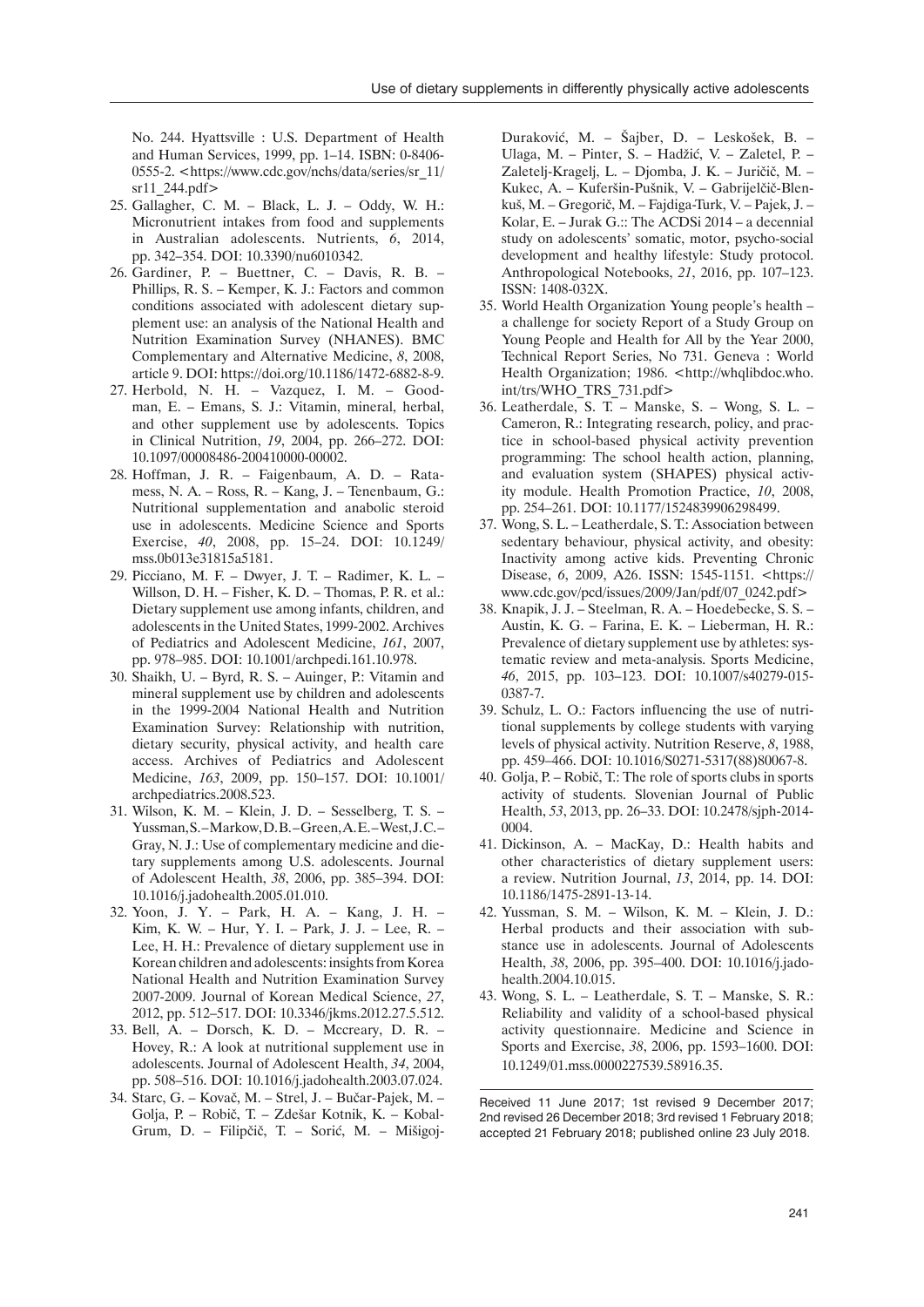No. 244. Hyattsville : U.S. Department of Health and Human Services, 1999, pp. 1–14. ISBN: 0-8406-0555-2. <https://www.cdc.gov/nchs/data/series/sr_11/sr11_244.pdf>

25. Gallagher, C. M. – Black, L. J. – Oddy, W. H.: Micronutrient intakes from food and supplements in Australian adolescents. Nutrients, *6*, 2014, pp. 342–354. DOI: 10.3390/nu6010342.
26. Gardiner, P. – Buettner, C. – Davis, R. B. – Phillips, R. S. – Kemper, K. J.: Factors and common conditions associated with adolescent dietary supplement use: an analysis of the National Health and Nutrition Examination Survey (NHANES). BMC Complementary and Alternative Medicine, *8*, 2008, article 9. DOI: https://doi.org/10.1186/1472-6882-8-9.
27. Herbold, N. H. – Vazquez, I. M. – Goodman, E. – Emans, S. J.: Vitamin, mineral, herbal, and other supplement use by adolescents. Topics in Clinical Nutrition, *19*, 2004, pp. 266–272. DOI: 10.1097/00008486-200410000-00002.
28. Hoffman, J. R. – Faigenbaum, A. D. – Ratamess, N. A. – Ross, R. – Kang, J. – Tenenbaum, G.: Nutritional supplementation and anabolic steroid use in adolescents. Medicine Science and Sports Exercise, *40*, 2008, pp. 15–24. DOI: 10.1249/mss.0b013e31815a5181.
29. Picciano, M. F. – Dwyer, J. T. – Radimer, K. L. – Willson, D. H. – Fisher, K. D. – Thomas, P. R. et al.: Dietary supplement use among infants, children, and adolescents in the United States, 1999-2002. Archives of Pediatrics and Adolescent Medicine, *161*, 2007, pp. 978–985. DOI: 10.1001/archpedi.161.10.978.
30. Shaikh, U. – Byrd, R. S. – Auinger, P.: Vitamin and mineral supplement use by children and adolescents in the 1999-2004 National Health and Nutrition Examination Survey: Relationship with nutrition, dietary security, physical activity, and health care access. Archives of Pediatrics and Adolescent Medicine, *163*, 2009, pp. 150–157. DOI: 10.1001/archpediatrics.2008.523.
31. Wilson, K. M. – Klein, J. D. – Sesselberg, T. S. – Yussman, S. – Markow, D. B. – Green, A. E. – West, J. C. – Gray, N. J.: Use of complementary medicine and dietary supplements among U.S. adolescents. Journal of Adolescent Health, *38*, 2006, pp. 385–394. DOI: 10.1016/j.jadohealth.2005.01.010.
32. Yoon, J. Y. – Park, H. A. – Kang, J. H. – Kim, K. W. – Hur, Y. I. – Park, J. J. – Lee, R. – Lee, H. H.: Prevalence of dietary supplement use in Korean children and adolescents: insights from Korea National Health and Nutrition Examination Survey 2007-2009. Journal of Korean Medical Science, *27*, 2012, pp. 512–517. DOI: 10.3346/jkms.2012.27.5.512.
33. Bell, A. – Dorsch, K. D. – Mccreary, D. R. – Hovey, R.: A look at nutritional supplement use in adolescents. Journal of Adolescent Health, *34*, 2004, pp. 508–516. DOI: 10.1016/j.jadohealth.2003.07.024.
34. Starc, G. – Kovač, M. – Strel, J. – Bučar-Pajek, M. – Golja, P. – Robič, T. – Zdešar Kotnik, K. – Kobal-Grum, D. – Filipčič, T. – Sorić, M. – Mišigoj-Duraković, M. – Šajber, D. – Leskošek, B. – Ulaga, M. – Pinter, S. – Hadžić, V. – Zaletel, P. – Zaletelj-Kragelj, L. – Djomba, J. K. – Juričič, M. – Kukec, A. – Kuferšin-Pušnik, V. – Gabrijelčič-Blenkuš, M. – Gregorič, M. – Fajdiga-Turk, V. – Pajek, J. – Kolar, E. – Jurak G.:: The ACDSi 2014 – a decennial study on adolescents' somatic, motor, psycho-social development and healthy lifestyle: Study protocol. Anthropological Notebooks, *21*, 2016, pp. 107–123. ISSN: 1408-032X.
35. World Health Organization Young people's health – a challenge for society Report of a Study Group on Young People and Health for All by the Year 2000, Technical Report Series, No 731. Geneva : World Health Organization; 1986. <http://whqlibdoc.who.int/trs/WHO_TRS_731.pdf>
36. Leatherdale, S. T. – Manske, S. – Wong, S. L. – Cameron, R.: Integrating research, policy, and practice in school-based physical activity prevention programming: The school health action, planning, and evaluation system (SHAPES) physical activity module. Health Promotion Practice, *10*, 2008, pp. 254–261. DOI: 10.1177/1524839906298499.
37. Wong, S. L. – Leatherdale, S. T.: Association between sedentary behaviour, physical activity, and obesity: Inactivity among active kids. Preventing Chronic Disease, *6*, 2009, A26. ISSN: 1545-1151. <https://www.cdc.gov/pcd/issues/2009/Jan/pdf/07_0242.pdf>
38. Knapik, J. J. – Steelman, R. A. – Hoedebecke, S. S. – Austin, K. G. – Farina, E. K. – Lieberman, H. R.: Prevalence of dietary supplement use by athletes: systematic review and meta-analysis. Sports Medicine, *46*, 2015, pp. 103–123. DOI: 10.1007/s40279-015-0387-7.
39. Schulz, L. O.: Factors influencing the use of nutritional supplements by college students with varying levels of physical activity. Nutrition Reserve, *8*, 1988, pp. 459–466. DOI: 10.1016/S0271-5317(88)80067-8.
40. Golja, P. – Robič, T.: The role of sports clubs in sports activity of students. Slovenian Journal of Public Health, *53*, 2013, pp. 26–33. DOI: 10.2478/sjph-2014-0004.
41. Dickinson, A. – MacKay, D.: Health habits and other characteristics of dietary supplement users: a review. Nutrition Journal, *13*, 2014, pp. 14. DOI: 10.1186/1475-2891-13-14.
42. Yussman, S. M. – Wilson, K. M. – Klein, J. D.: Herbal products and their association with substance use in adolescents. Journal of Adolescents Health, *38*, 2006, pp. 395–400. DOI: 10.1016/j.jadohealth.2004.10.015.
43. Wong, S. L. – Leatherdale, S. T. – Manske, S. R.: Reliability and validity of a school-based physical activity questionnaire. Medicine and Science in Sports and Exercise, *38*, 2006, pp. 1593–1600. DOI: 10.1249/01.mss.0000227539.58916.35.

Received 11 June 2017; 1st revised 9 December 2017; 2nd revised 26 December 2018; 3rd revised 1 February 2018; accepted 21 February 2018; published online 23 July 2018.